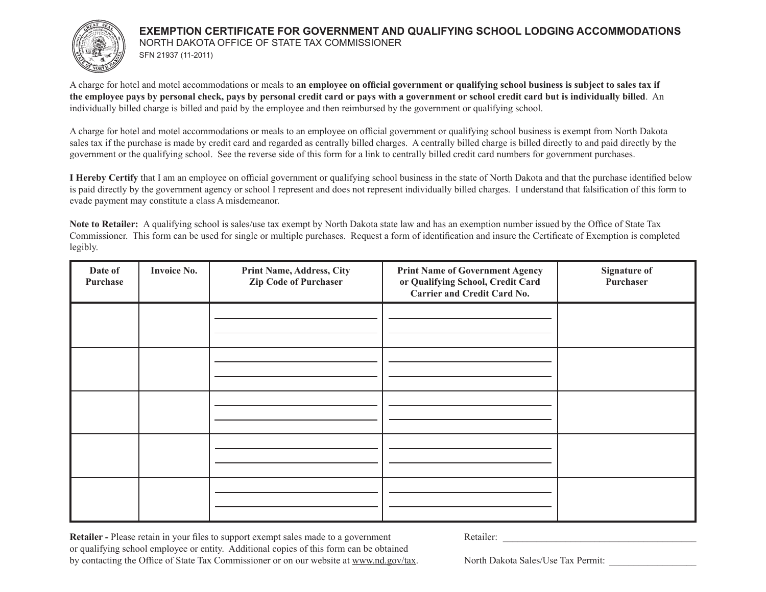# EXEMPTION CERTIFICATE FOR GOVERNMENT AND QUALIFYING SCHOOL LODGING ACCOMMODATIONS

NORTH DAKOTA OFFICE OF STATE TAX COMMISSIONER

SFN 21937 (11-2011)

A charge for hotel and motel accommodations or meals to **an employee on official government or qualifying school business is subject to sales tax if the employee pays by personal check, pays by personal credit card or pays with a government or school credit card but is individually billed**. An individually billed charge is billed and paid by the employee and then reimbursed by the government or qualifying school.

A charge for hotel and motel accommodations or meals to an employee on official government or qualifying school business is exempt from North Dakota sales tax if the purchase is made by credit card and regarded as centrally billed charges. A centrally billed charge is billed directly to and paid directly by the government or the qualifying school. See the reverse side of this form for a link to centrally billed credit card numbers for government purchases.

**I Hereby Certify** that I am an employee on official government or qualifying school business in the state of North Dakota and that the purchase identified below is paid directly by the government agency or school I represent and does not represent individually billed charges. I understand that falsification of this form to evade payment may constitute a class A misdemeanor.

**Note to Retailer:** A qualifying school is sales/use tax exempt by North Dakota state law and has an exemption number issued by the Office of State Tax Commissioner. This form can be used for single or multiple purchases. Request a form of identification and insure the Certificate of Exemption is completed legibly.

| Date of Purchase | Invoice No. | Print Name, Address, City Zip Code of Purchaser | Print Name of Government Agency or Qualifying School, Credit Card Carrier and Credit Card No. | Signature of Purchaser |
|---|---|---|---|---|
| | | | | |
| | | | | |
| | | | | |
| | | | | |
| | | | | |

**Retailer -** Please retain in your files to support exempt sales made to a government or qualifying school employee or entity. Additional copies of this form can be obtained by contacting the Office of State Tax Commissioner or on our website at www.nd.gov/tax.

Retailer: ______________________________

North Dakota Sales/Use Tax Permit: ______________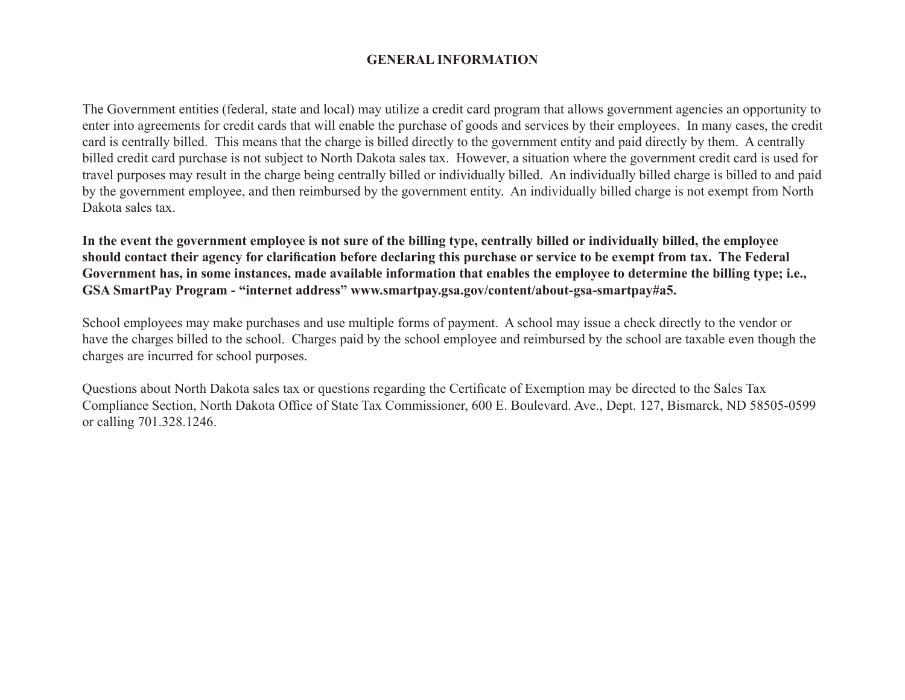# GENERAL INFORMATION

The Government entities (federal, state and local) may utilize a credit card program that allows government agencies an opportunity to enter into agreements for credit cards that will enable the purchase of goods and services by their employees. In many cases, the credit card is centrally billed. This means that the charge is billed directly to the government entity and paid directly by them. A centrally billed credit card purchase is not subject to North Dakota sales tax. However, a situation where the government credit card is used for travel purposes may result in the charge being centrally billed or individually billed. An individually billed charge is billed to and paid by the government employee, and then reimbursed by the government entity. An individually billed charge is not exempt from North Dakota sales tax.

**In the event the government employee is not sure of the billing type, centrally billed or individually billed, the employee should contact their agency for clarification before declaring this purchase or service to be exempt from tax. The Federal Government has, in some instances, made available information that enables the employee to determine the billing type; i.e., GSA SmartPay Program - "internet address" www.smartpay.gsa.gov/content/about-gsa-smartpay#a5.**

School employees may make purchases and use multiple forms of payment. A school may issue a check directly to the vendor or have the charges billed to the school. Charges paid by the school employee and reimbursed by the school are taxable even though the charges are incurred for school purposes.

Questions about North Dakota sales tax or questions regarding the Certificate of Exemption may be directed to the Sales Tax Compliance Section, North Dakota Office of State Tax Commissioner, 600 E. Boulevard. Ave., Dept. 127, Bismarck, ND 58505-0599 or calling 701.328.1246.